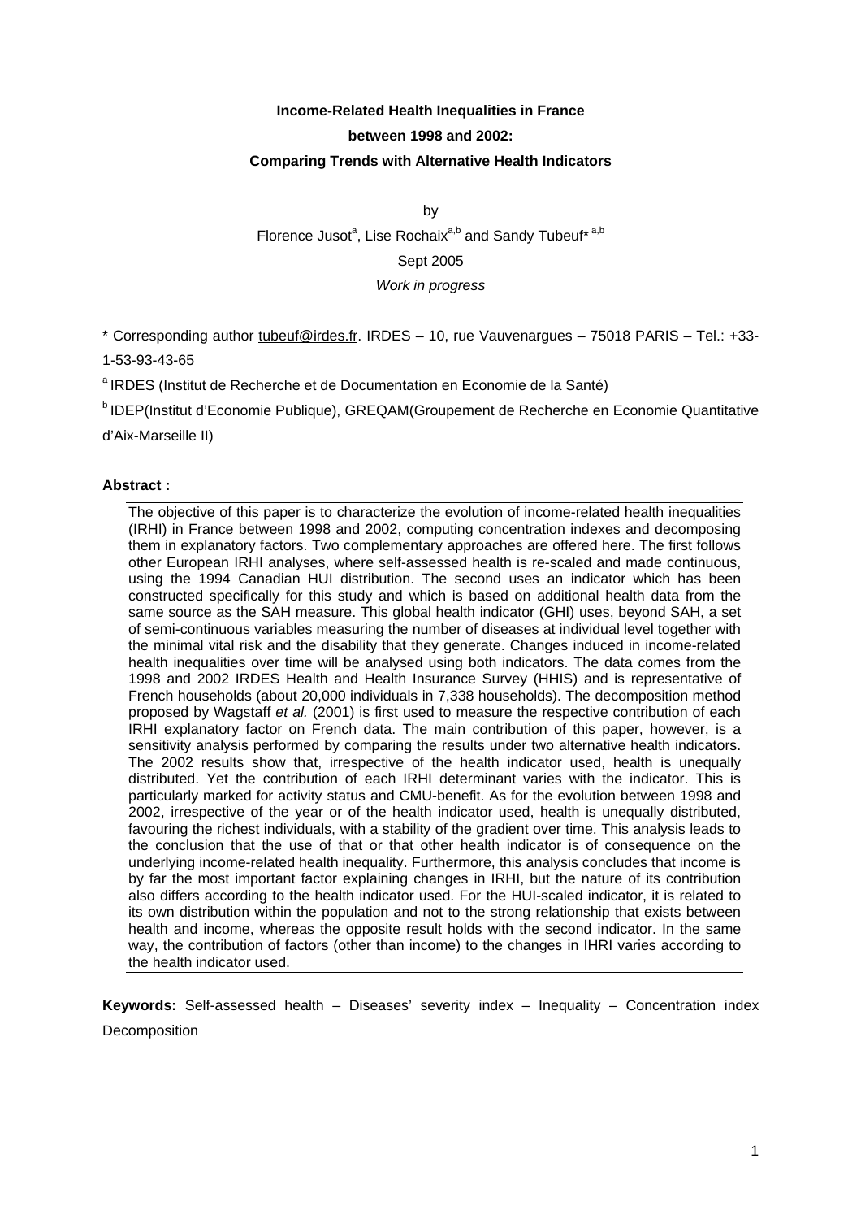# Income-Related Health Inequalities in France between 1998 and 2002: Comparing Trends with Alternative Health Indicators

by

Florence Jusot[a], Lise Rochaix[a,b] and Sandy Tubeuf* [a,b]

Sept 2005

*Work in progress*

\* Corresponding author tubeuf@irdes.fr. IRDES – 10, rue Vauvenargues – 75018 PARIS – Tel.: +33-1-53-93-43-65

[a] IRDES (Institut de Recherche et de Documentation en Economie de la Santé)

[b] IDEP(Institut d'Economie Publique), GREQAM(Groupement de Recherche en Economie Quantitative d'Aix-Marseille II)

**Abstract :**

The objective of this paper is to characterize the evolution of income-related health inequalities (IRHI) in France between 1998 and 2002, computing concentration indexes and decomposing them in explanatory factors. Two complementary approaches are offered here. The first follows other European IRHI analyses, where self-assessed health is re-scaled and made continuous, using the 1994 Canadian HUI distribution. The second uses an indicator which has been constructed specifically for this study and which is based on additional health data from the same source as the SAH measure. This global health indicator (GHI) uses, beyond SAH, a set of semi-continuous variables measuring the number of diseases at individual level together with the minimal vital risk and the disability that they generate. Changes induced in income-related health inequalities over time will be analysed using both indicators. The data comes from the 1998 and 2002 IRDES Health and Health Insurance Survey (HHIS) and is representative of French households (about 20,000 individuals in 7,338 households). The decomposition method proposed by Wagstaff *et al.* (2001) is first used to measure the respective contribution of each IRHI explanatory factor on French data. The main contribution of this paper, however, is a sensitivity analysis performed by comparing the results under two alternative health indicators. The 2002 results show that, irrespective of the health indicator used, health is unequally distributed. Yet the contribution of each IRHI determinant varies with the indicator. This is particularly marked for activity status and CMU-benefit. As for the evolution between 1998 and 2002, irrespective of the year or of the health indicator used, health is unequally distributed, favouring the richest individuals, with a stability of the gradient over time. This analysis leads to the conclusion that the use of that or that other health indicator is of consequence on the underlying income-related health inequality. Furthermore, this analysis concludes that income is by far the most important factor explaining changes in IRHI, but the nature of its contribution also differs according to the health indicator used. For the HUI-scaled indicator, it is related to its own distribution within the population and not to the strong relationship that exists between health and income, whereas the opposite result holds with the second indicator. In the same way, the contribution of factors (other than income) to the changes in IHRI varies according to the health indicator used.

**Keywords:** Self-assessed health – Diseases' severity index – Inequality – Concentration index Decomposition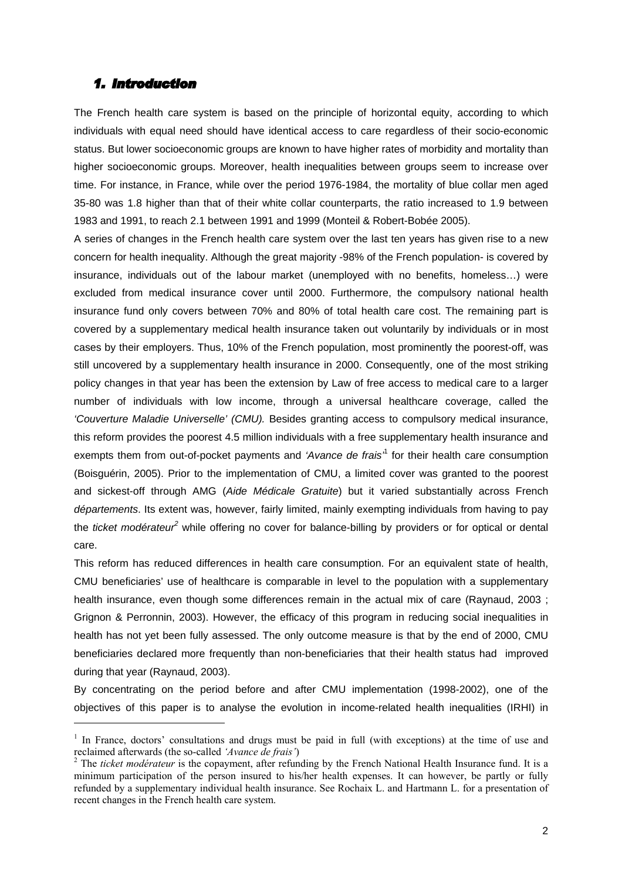## *1. Introduction*

The French health care system is based on the principle of horizontal equity, according to which individuals with equal need should have identical access to care regardless of their socio-economic status. But lower socioeconomic groups are known to have higher rates of morbidity and mortality than higher socioeconomic groups. Moreover, health inequalities between groups seem to increase over time. For instance, in France, while over the period 1976-1984, the mortality of blue collar men aged 35-80 was 1.8 higher than that of their white collar counterparts, the ratio increased to 1.9 between 1983 and 1991, to reach 2.1 between 1991 and 1999 (Monteil & Robert-Bobée 2005).

A series of changes in the French health care system over the last ten years has given rise to a new concern for health inequality. Although the great majority -98% of the French population- is covered by insurance, individuals out of the labour market (unemployed with no benefits, homeless…) were excluded from medical insurance cover until 2000. Furthermore, the compulsory national health insurance fund only covers between 70% and 80% of total health care cost. The remaining part is covered by a supplementary medical health insurance taken out voluntarily by individuals or in most cases by their employers. Thus, 10% of the French population, most prominently the poorest-off, was still uncovered by a supplementary health insurance in 2000. Consequently, one of the most striking policy changes in that year has been the extension by Law of free access to medical care to a larger number of individuals with low income, through a universal healthcare coverage, called the *'Couverture Maladie Universelle' (CMU).* Besides granting access to compulsory medical insurance, this reform provides the poorest 4.5 million individuals with a free supplementary health insurance and exempts them from out-of-pocket payments and *'Avance de frais'*[1] for their health care consumption (Boisguérin, 2005). Prior to the implementation of CMU, a limited cover was granted to the poorest and sickest-off through AMG (*Aide Médicale Gratuite*) but it varied substantially across French *départements*. Its extent was, however, fairly limited, mainly exempting individuals from having to pay the *ticket modérateur*[2] while offering no cover for balance-billing by providers or for optical or dental care.

This reform has reduced differences in health care consumption. For an equivalent state of health, CMU beneficiaries' use of healthcare is comparable in level to the population with a supplementary health insurance, even though some differences remain in the actual mix of care (Raynaud, 2003 ; Grignon & Perronnin, 2003). However, the efficacy of this program in reducing social inequalities in health has not yet been fully assessed. The only outcome measure is that by the end of 2000, CMU beneficiaries declared more frequently than non-beneficiaries that their health status had improved during that year (Raynaud, 2003).

By concentrating on the period before and after CMU implementation (1998-2002), one of the objectives of this paper is to analyse the evolution in income-related health inequalities (IRHI) in

---

[1] In France, doctors' consultations and drugs must be paid in full (with exceptions) at the time of use and reclaimed afterwards (the so-called *'Avance de frais'*)

[2] The *ticket modérateur* is the copayment, after refunding by the French National Health Insurance fund. It is a minimum participation of the person insured to his/her health expenses. It can however, be partly or fully refunded by a supplementary individual health insurance. See Rochaix L. and Hartmann L. for a presentation of recent changes in the French health care system.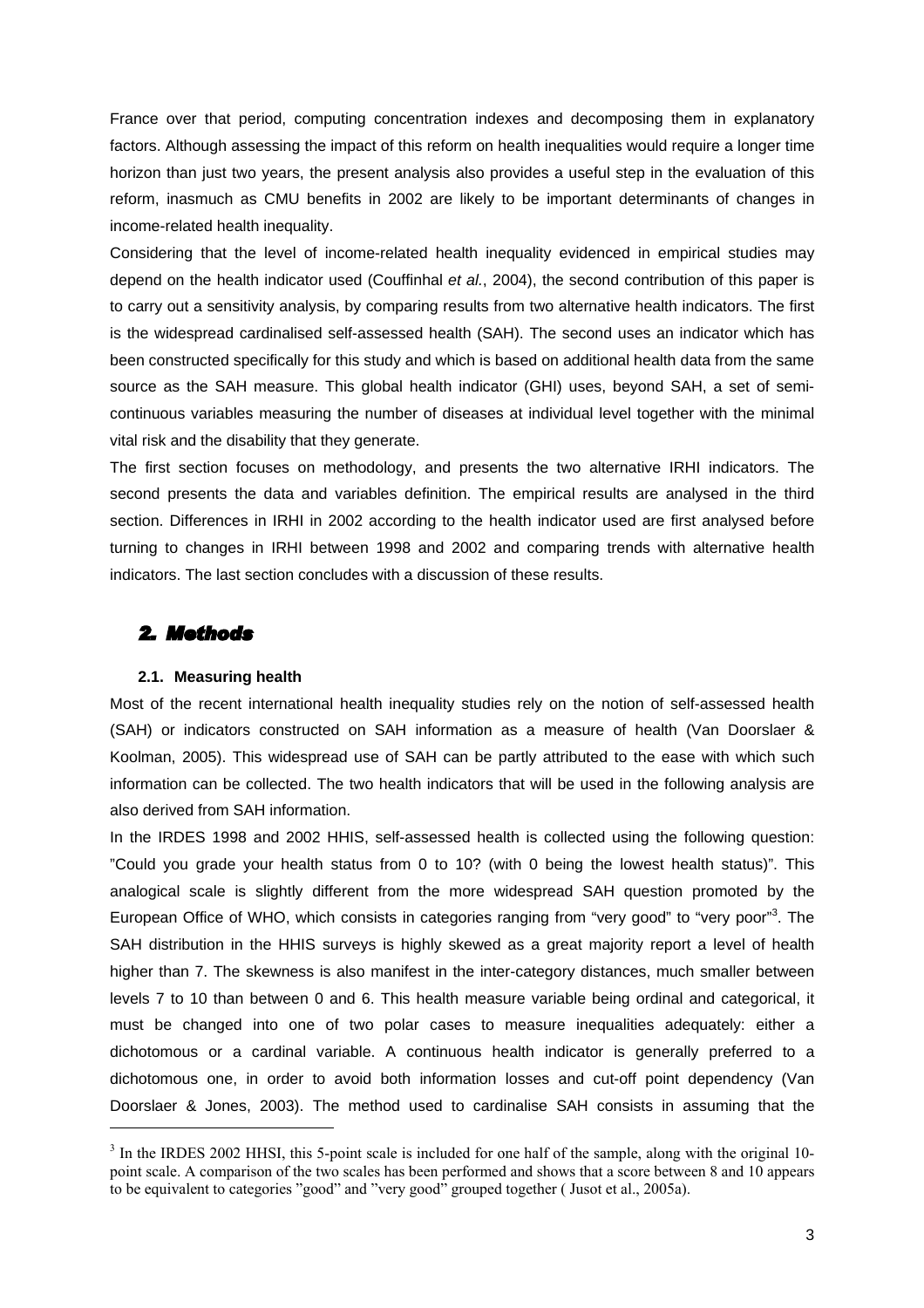France over that period, computing concentration indexes and decomposing them in explanatory factors. Although assessing the impact of this reform on health inequalities would require a longer time horizon than just two years, the present analysis also provides a useful step in the evaluation of this reform, inasmuch as CMU benefits in 2002 are likely to be important determinants of changes in income-related health inequality.

Considering that the level of income-related health inequality evidenced in empirical studies may depend on the health indicator used (Couffinhal *et al.*, 2004), the second contribution of this paper is to carry out a sensitivity analysis, by comparing results from two alternative health indicators. The first is the widespread cardinalised self-assessed health (SAH). The second uses an indicator which has been constructed specifically for this study and which is based on additional health data from the same source as the SAH measure. This global health indicator (GHI) uses, beyond SAH, a set of semi-continuous variables measuring the number of diseases at individual level together with the minimal vital risk and the disability that they generate.

The first section focuses on methodology, and presents the two alternative IRHI indicators. The second presents the data and variables definition. The empirical results are analysed in the third section. Differences in IRHI in 2002 according to the health indicator used are first analysed before turning to changes in IRHI between 1998 and 2002 and comparing trends with alternative health indicators. The last section concludes with a discussion of these results.

## 2. Methods

### 2.1. Measuring health

Most of the recent international health inequality studies rely on the notion of self-assessed health (SAH) or indicators constructed on SAH information as a measure of health (Van Doorslaer & Koolman, 2005). This widespread use of SAH can be partly attributed to the ease with which such information can be collected. The two health indicators that will be used in the following analysis are also derived from SAH information.

In the IRDES 1998 and 2002 HHIS, self-assessed health is collected using the following question: "Could you grade your health status from 0 to 10? (with 0 being the lowest health status)". This analogical scale is slightly different from the more widespread SAH question promoted by the European Office of WHO, which consists in categories ranging from "very good" to "very poor"[3]. The SAH distribution in the HHIS surveys is highly skewed as a great majority report a level of health higher than 7. The skewness is also manifest in the inter-category distances, much smaller between levels 7 to 10 than between 0 and 6. This health measure variable being ordinal and categorical, it must be changed into one of two polar cases to measure inequalities adequately: either a dichotomous or a cardinal variable. A continuous health indicator is generally preferred to a dichotomous one, in order to avoid both information losses and cut-off point dependency (Van Doorslaer & Jones, 2003). The method used to cardinalise SAH consists in assuming that the

[3] In the IRDES 2002 HHSI, this 5-point scale is included for one half of the sample, along with the original 10-point scale. A comparison of the two scales has been performed and shows that a score between 8 and 10 appears to be equivalent to categories "good" and "very good" grouped together ( Jusot et al., 2005a).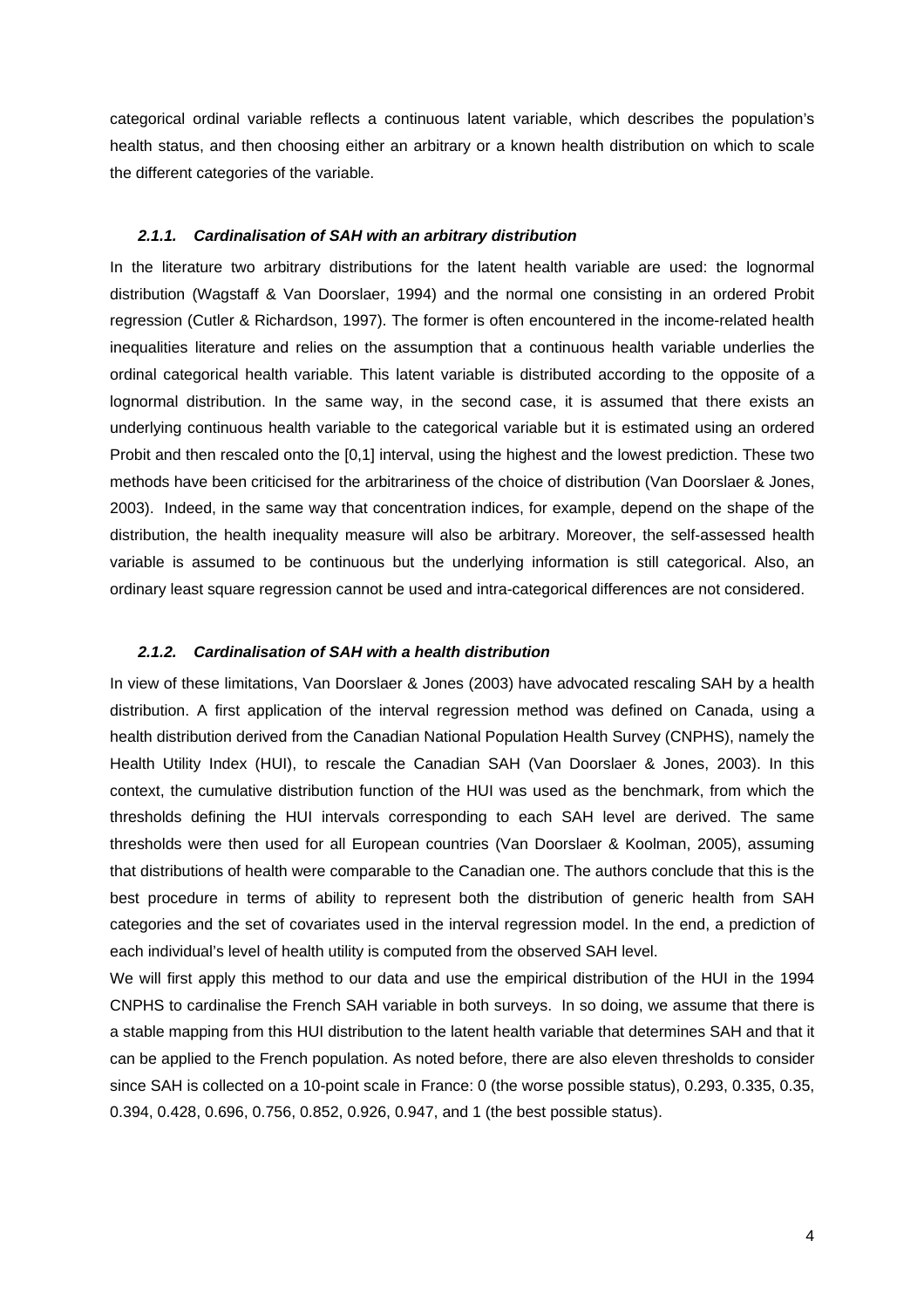categorical ordinal variable reflects a continuous latent variable, which describes the population's health status, and then choosing either an arbitrary or a known health distribution on which to scale the different categories of the variable.

#### *2.1.1. Cardinalisation of SAH with an arbitrary distribution*

In the literature two arbitrary distributions for the latent health variable are used: the lognormal distribution (Wagstaff & Van Doorslaer, 1994) and the normal one consisting in an ordered Probit regression (Cutler & Richardson, 1997). The former is often encountered in the income-related health inequalities literature and relies on the assumption that a continuous health variable underlies the ordinal categorical health variable. This latent variable is distributed according to the opposite of a lognormal distribution. In the same way, in the second case, it is assumed that there exists an underlying continuous health variable to the categorical variable but it is estimated using an ordered Probit and then rescaled onto the [0,1] interval, using the highest and the lowest prediction. These two methods have been criticised for the arbitrariness of the choice of distribution (Van Doorslaer & Jones, 2003). Indeed, in the same way that concentration indices, for example, depend on the shape of the distribution, the health inequality measure will also be arbitrary. Moreover, the self-assessed health variable is assumed to be continuous but the underlying information is still categorical. Also, an ordinary least square regression cannot be used and intra-categorical differences are not considered.

#### *2.1.2. Cardinalisation of SAH with a health distribution*

In view of these limitations, Van Doorslaer & Jones (2003) have advocated rescaling SAH by a health distribution. A first application of the interval regression method was defined on Canada, using a health distribution derived from the Canadian National Population Health Survey (CNPHS), namely the Health Utility Index (HUI), to rescale the Canadian SAH (Van Doorslaer & Jones, 2003). In this context, the cumulative distribution function of the HUI was used as the benchmark, from which the thresholds defining the HUI intervals corresponding to each SAH level are derived. The same thresholds were then used for all European countries (Van Doorslaer & Koolman, 2005), assuming that distributions of health were comparable to the Canadian one. The authors conclude that this is the best procedure in terms of ability to represent both the distribution of generic health from SAH categories and the set of covariates used in the interval regression model. In the end, a prediction of each individual's level of health utility is computed from the observed SAH level.

We will first apply this method to our data and use the empirical distribution of the HUI in the 1994 CNPHS to cardinalise the French SAH variable in both surveys. In so doing, we assume that there is a stable mapping from this HUI distribution to the latent health variable that determines SAH and that it can be applied to the French population. As noted before, there are also eleven thresholds to consider since SAH is collected on a 10-point scale in France: 0 (the worse possible status), 0.293, 0.335, 0.35, 0.394, 0.428, 0.696, 0.756, 0.852, 0.926, 0.947, and 1 (the best possible status).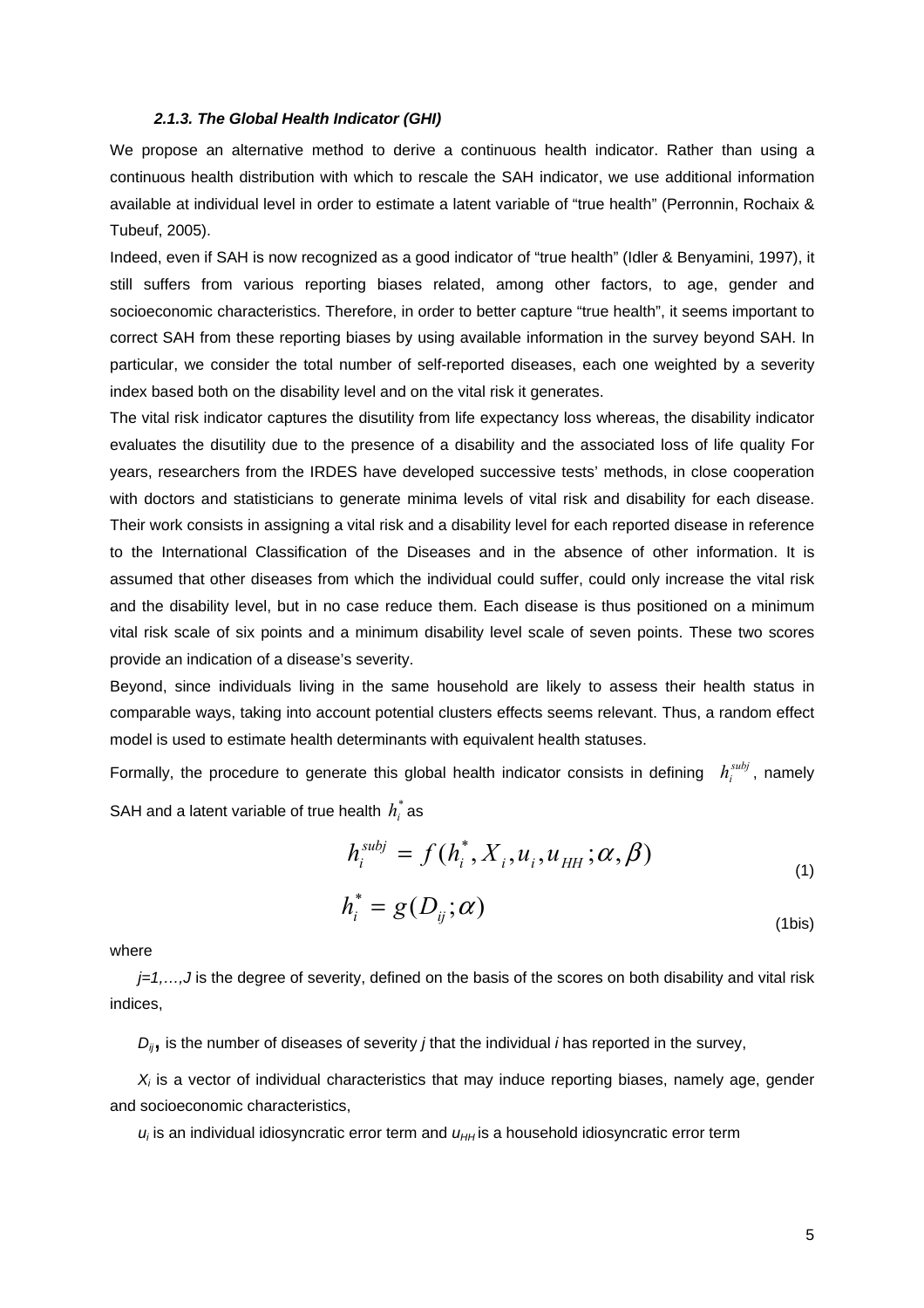#### *2.1.3. The Global Health Indicator (GHI)*

We propose an alternative method to derive a continuous health indicator. Rather than using a continuous health distribution with which to rescale the SAH indicator, we use additional information available at individual level in order to estimate a latent variable of "true health" (Perronnin, Rochaix & Tubeuf, 2005).

Indeed, even if SAH is now recognized as a good indicator of "true health" (Idler & Benyamini, 1997), it still suffers from various reporting biases related, among other factors, to age, gender and socioeconomic characteristics. Therefore, in order to better capture "true health", it seems important to correct SAH from these reporting biases by using available information in the survey beyond SAH. In particular, we consider the total number of self-reported diseases, each one weighted by a severity index based both on the disability level and on the vital risk it generates.

The vital risk indicator captures the disutility from life expectancy loss whereas, the disability indicator evaluates the disutility due to the presence of a disability and the associated loss of life quality For years, researchers from the IRDES have developed successive tests' methods, in close cooperation with doctors and statisticians to generate minima levels of vital risk and disability for each disease. Their work consists in assigning a vital risk and a disability level for each reported disease in reference to the International Classification of the Diseases and in the absence of other information. It is assumed that other diseases from which the individual could suffer, could only increase the vital risk and the disability level, but in no case reduce them. Each disease is thus positioned on a minimum vital risk scale of six points and a minimum disability level scale of seven points. These two scores provide an indication of a disease's severity.

Beyond, since individuals living in the same household are likely to assess their health status in comparable ways, taking into account potential clusters effects seems relevant. Thus, a random effect model is used to estimate health determinants with equivalent health statuses.

Formally, the procedure to generate this global health indicator consists in defining $h_i^{subj}$, namely SAH and a latent variable of true health $h_i^*$ as

$$h_i^{subj} = f(h_i^*, X_i, u_i, u_{HH}; \alpha, \beta) \tag{1}$$

$$h_i^* = g(D_{ij}; \alpha) \tag{1bis}$$

where

$j=1,\dots,J$ is the degree of severity, defined on the basis of the scores on both disability and vital risk indices,

$D_{ij}$, is the number of diseases of severity $j$ that the individual $i$ has reported in the survey,

$X_i$ is a vector of individual characteristics that may induce reporting biases, namely age, gender and socioeconomic characteristics,

$u_i$ is an individual idiosyncratic error term and $u_{HH}$ is a household idiosyncratic error term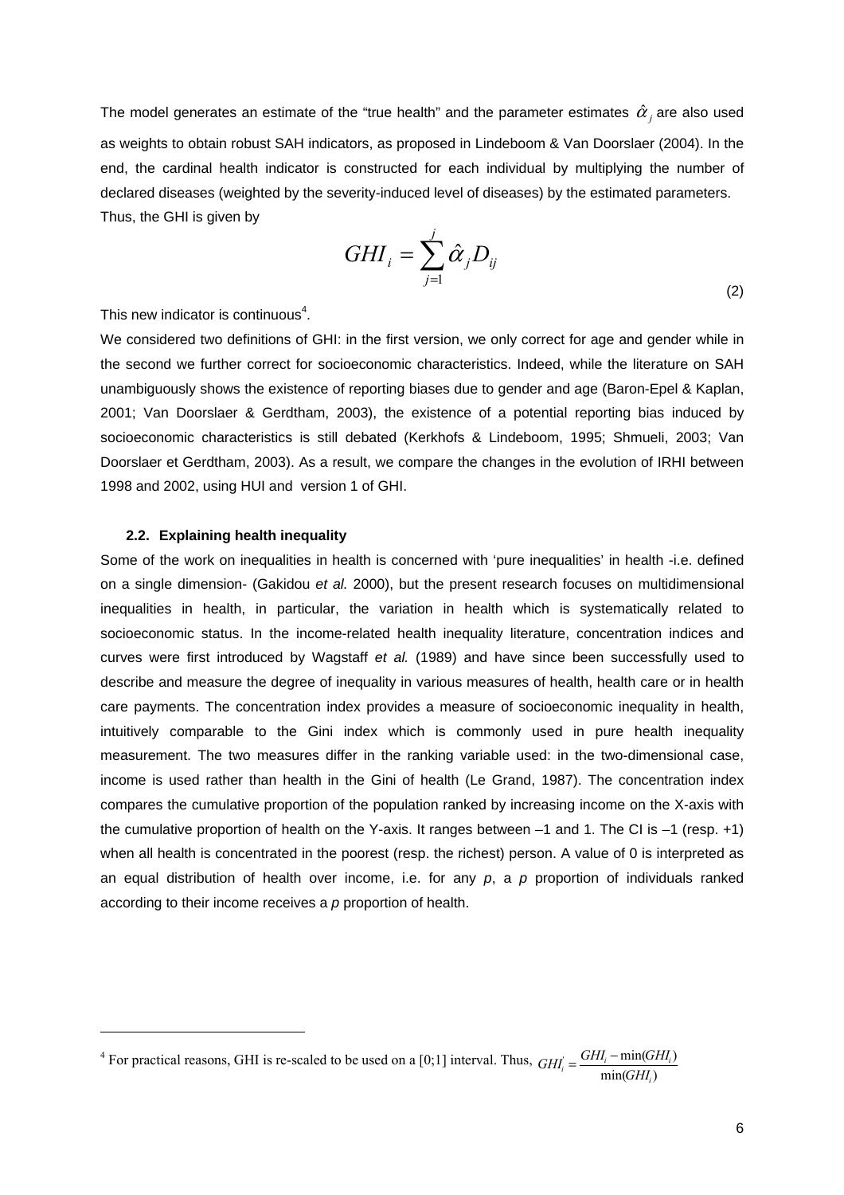The model generates an estimate of the "true health" and the parameter estimates $\hat{\alpha}_j$ are also used as weights to obtain robust SAH indicators, as proposed in Lindeboom & Van Doorslaer (2004). In the end, the cardinal health indicator is constructed for each individual by multiplying the number of declared diseases (weighted by the severity-induced level of diseases) by the estimated parameters. Thus, the GHI is given by

$$GHI_i = \sum_{j=1}^{j} \hat{\alpha}_j D_{ij} \tag{2}$$

This new indicator is continuous[4].

We considered two definitions of GHI: in the first version, we only correct for age and gender while in the second we further correct for socioeconomic characteristics. Indeed, while the literature on SAH unambiguously shows the existence of reporting biases due to gender and age (Baron-Epel & Kaplan, 2001; Van Doorslaer & Gerdtham, 2003), the existence of a potential reporting bias induced by socioeconomic characteristics is still debated (Kerkhofs & Lindeboom, 1995; Shmueli, 2003; Van Doorslaer et Gerdtham, 2003). As a result, we compare the changes in the evolution of IRHI between 1998 and 2002, using HUI and version 1 of GHI.

### 2.2. Explaining health inequality

Some of the work on inequalities in health is concerned with 'pure inequalities' in health -i.e. defined on a single dimension- (Gakidou *et al.* 2000), but the present research focuses on multidimensional inequalities in health, in particular, the variation in health which is systematically related to socioeconomic status. In the income-related health inequality literature, concentration indices and curves were first introduced by Wagstaff *et al.* (1989) and have since been successfully used to describe and measure the degree of inequality in various measures of health, health care or in health care payments. The concentration index provides a measure of socioeconomic inequality in health, intuitively comparable to the Gini index which is commonly used in pure health inequality measurement. The two measures differ in the ranking variable used: in the two-dimensional case, income is used rather than health in the Gini of health (Le Grand, 1987). The concentration index compares the cumulative proportion of the population ranked by increasing income on the X-axis with the cumulative proportion of health on the Y-axis. It ranges between –1 and 1. The CI is –1 (resp. +1) when all health is concentrated in the poorest (resp. the richest) person. A value of 0 is interpreted as an equal distribution of health over income, i.e. for any *p*, a *p* proportion of individuals ranked according to their income receives a *p* proportion of health.

---

[4] For practical reasons, GHI is re-scaled to be used on a [0;1] interval. Thus, $GHI_i^{'} = \frac{GHI_i - \min(GHI_i)}{\min(GHI_i)}$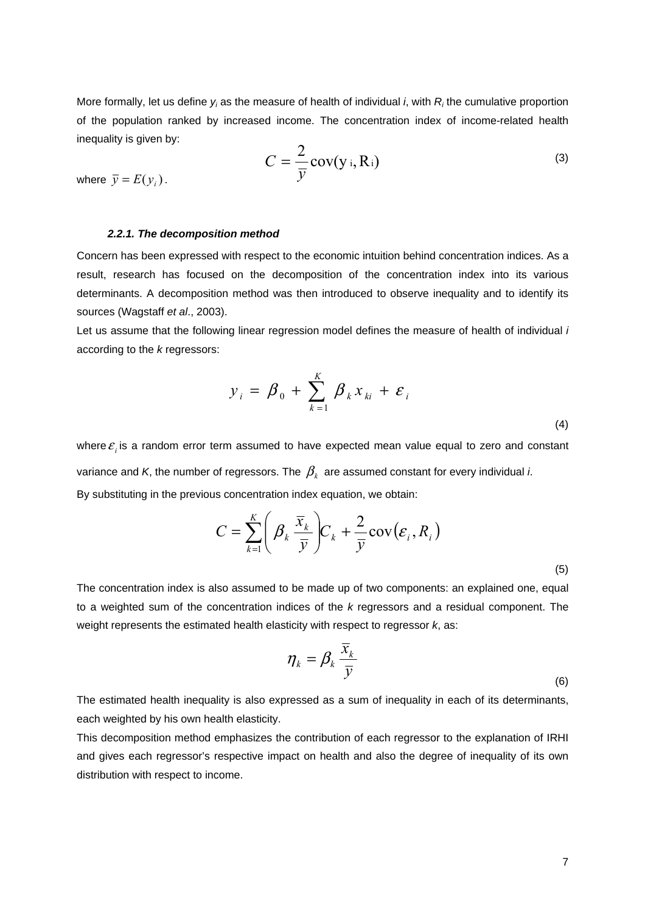More formally, let us define $y_i$ as the measure of health of individual *i*, with $R_i$ the cumulative proportion of the population ranked by increased income. The concentration index of income-related health inequality is given by:

$$C = \frac{2}{\bar{y}} \operatorname{cov}(y_i, R_i) \tag{3}$$

where $\bar{y} = E(y_i)$.

#### *2.2.1. The decomposition method*

Concern has been expressed with respect to the economic intuition behind concentration indices. As a result, research has focused on the decomposition of the concentration index into its various determinants. A decomposition method was then introduced to observe inequality and to identify its sources (Wagstaff *et al*., 2003).

Let us assume that the following linear regression model defines the measure of health of individual *i* according to the *k* regressors:

$$y_i = \beta_0 + \sum_{k=1}^{K} \beta_k x_{ki} + \varepsilon_i \tag{4}$$

where $\varepsilon_i$ is a random error term assumed to have expected mean value equal to zero and constant variance and *K*, the number of regressors. The $\beta_k$ are assumed constant for every individual *i*.

By substituting in the previous concentration index equation, we obtain:

$$C = \sum_{k=1}^{K} \left( \beta_k \frac{\bar{x}_k}{\bar{y}} \right) C_k + \frac{2}{\bar{y}} \operatorname{cov}(\varepsilon_i, R_i) \tag{5}$$

The concentration index is also assumed to be made up of two components: an explained one, equal to a weighted sum of the concentration indices of the *k* regressors and a residual component. The weight represents the estimated health elasticity with respect to regressor *k*, as:

$$\eta_k = \beta_k \frac{\bar{x}_k}{\bar{y}} \tag{6}$$

The estimated health inequality is also expressed as a sum of inequality in each of its determinants, each weighted by his own health elasticity.

This decomposition method emphasizes the contribution of each regressor to the explanation of IRHI and gives each regressor's respective impact on health and also the degree of inequality of its own distribution with respect to income.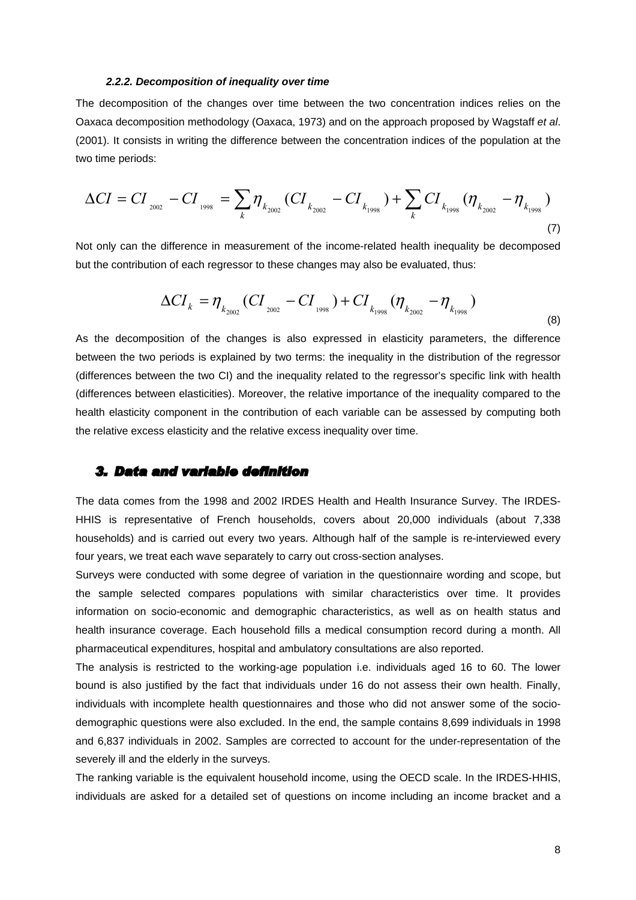#### *2.2.2. Decomposition of inequality over time*

The decomposition of the changes over time between the two concentration indices relies on the Oaxaca decomposition methodology (Oaxaca, 1973) and on the approach proposed by Wagstaff *et al*. (2001). It consists in writing the difference between the concentration indices of the population at the two time periods:

$$\Delta CI = CI_{2002} - CI_{1998} = \sum_k \eta_{k_{2002}} (CI_{k_{2002}} - CI_{k_{1998}}) + \sum_k CI_{k_{1998}} (\eta_{k_{2002}} - \eta_{k_{1998}}) \tag{7}$$

Not only can the difference in measurement of the income-related health inequality be decomposed but the contribution of each regressor to these changes may also be evaluated, thus:

$$\Delta CI_k = \eta_{k_{2002}} (CI_{2002} - CI_{1998}) + CI_{k_{1998}} (\eta_{k_{2002}} - \eta_{k_{1998}}) \tag{8}$$

As the decomposition of the changes is also expressed in elasticity parameters, the difference between the two periods is explained by two terms: the inequality in the distribution of the regressor (differences between the two CI) and the inequality related to the regressor's specific link with health (differences between elasticities). Moreover, the relative importance of the inequality compared to the health elasticity component in the contribution of each variable can be assessed by computing both the relative excess elasticity and the relative excess inequality over time.

## 3. Data and variable definition

The data comes from the 1998 and 2002 IRDES Health and Health Insurance Survey. The IRDES-HHIS is representative of French households, covers about 20,000 individuals (about 7,338 households) and is carried out every two years. Although half of the sample is re-interviewed every four years, we treat each wave separately to carry out cross-section analyses.

Surveys were conducted with some degree of variation in the questionnaire wording and scope, but the sample selected compares populations with similar characteristics over time. It provides information on socio-economic and demographic characteristics, as well as on health status and health insurance coverage. Each household fills a medical consumption record during a month. All pharmaceutical expenditures, hospital and ambulatory consultations are also reported.

The analysis is restricted to the working-age population i.e. individuals aged 16 to 60. The lower bound is also justified by the fact that individuals under 16 do not assess their own health. Finally, individuals with incomplete health questionnaires and those who did not answer some of the socio-demographic questions were also excluded. In the end, the sample contains 8,699 individuals in 1998 and 6,837 individuals in 2002. Samples are corrected to account for the under-representation of the severely ill and the elderly in the surveys.

The ranking variable is the equivalent household income, using the OECD scale. In the IRDES-HHIS, individuals are asked for a detailed set of questions on income including an income bracket and a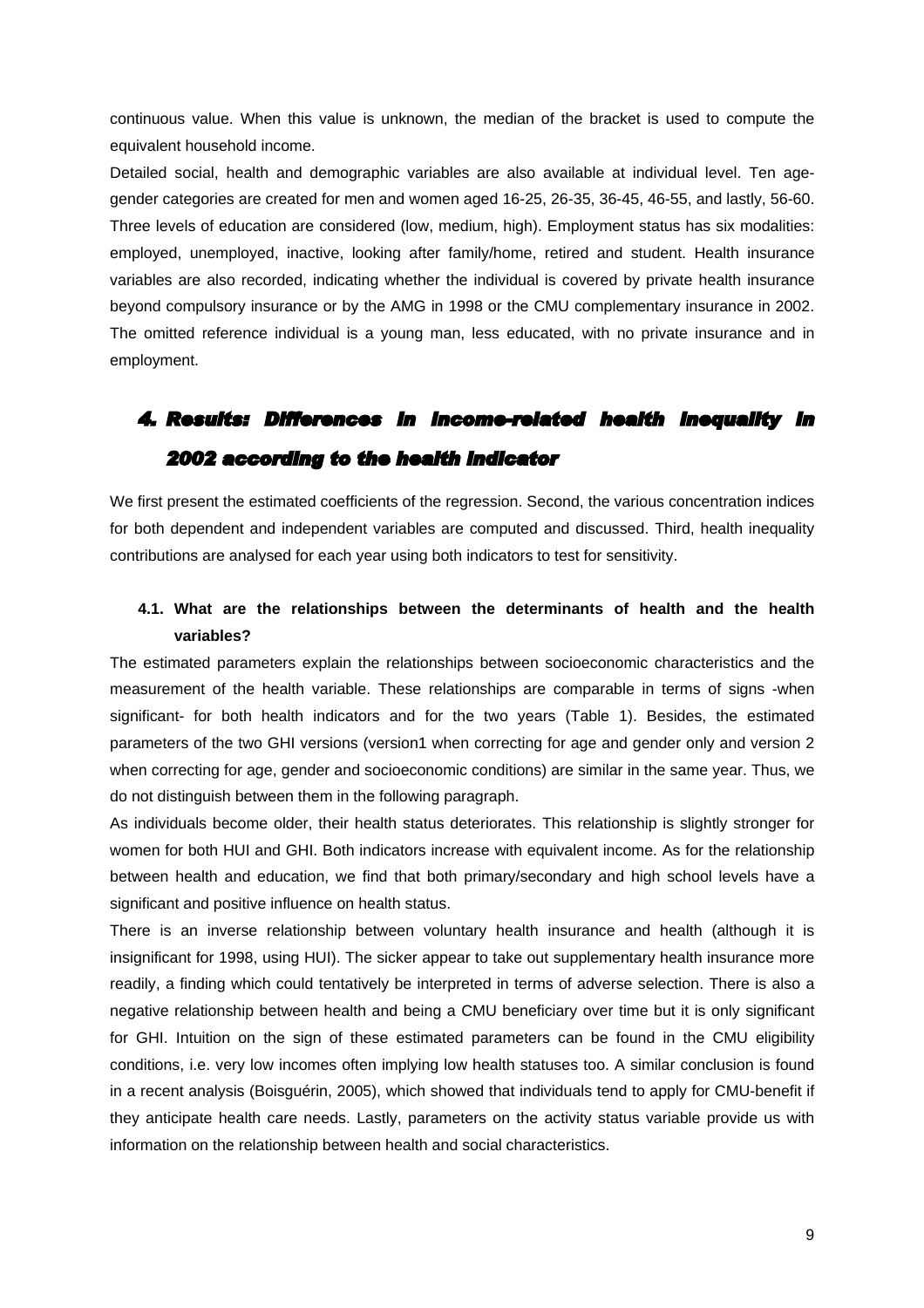continuous value. When this value is unknown, the median of the bracket is used to compute the equivalent household income.

Detailed social, health and demographic variables are also available at individual level. Ten age-gender categories are created for men and women aged 16-25, 26-35, 36-45, 46-55, and lastly, 56-60. Three levels of education are considered (low, medium, high). Employment status has six modalities: employed, unemployed, inactive, looking after family/home, retired and student. Health insurance variables are also recorded, indicating whether the individual is covered by private health insurance beyond compulsory insurance or by the AMG in 1998 or the CMU complementary insurance in 2002. The omitted reference individual is a young man, less educated, with no private insurance and in employment.

# 4. Results: Differences in income-related health inequality in 2002 according to the health indicator

We first present the estimated coefficients of the regression. Second, the various concentration indices for both dependent and independent variables are computed and discussed. Third, health inequality contributions are analysed for each year using both indicators to test for sensitivity.

## 4.1. What are the relationships between the determinants of health and the health variables?

The estimated parameters explain the relationships between socioeconomic characteristics and the measurement of the health variable. These relationships are comparable in terms of signs -when significant- for both health indicators and for the two years (Table 1). Besides, the estimated parameters of the two GHI versions (version1 when correcting for age and gender only and version 2 when correcting for age, gender and socioeconomic conditions) are similar in the same year. Thus, we do not distinguish between them in the following paragraph.

As individuals become older, their health status deteriorates. This relationship is slightly stronger for women for both HUI and GHI. Both indicators increase with equivalent income. As for the relationship between health and education, we find that both primary/secondary and high school levels have a significant and positive influence on health status.

There is an inverse relationship between voluntary health insurance and health (although it is insignificant for 1998, using HUI). The sicker appear to take out supplementary health insurance more readily, a finding which could tentatively be interpreted in terms of adverse selection. There is also a negative relationship between health and being a CMU beneficiary over time but it is only significant for GHI. Intuition on the sign of these estimated parameters can be found in the CMU eligibility conditions, i.e. very low incomes often implying low health statuses too. A similar conclusion is found in a recent analysis (Boisguérin, 2005), which showed that individuals tend to apply for CMU-benefit if they anticipate health care needs. Lastly, parameters on the activity status variable provide us with information on the relationship between health and social characteristics.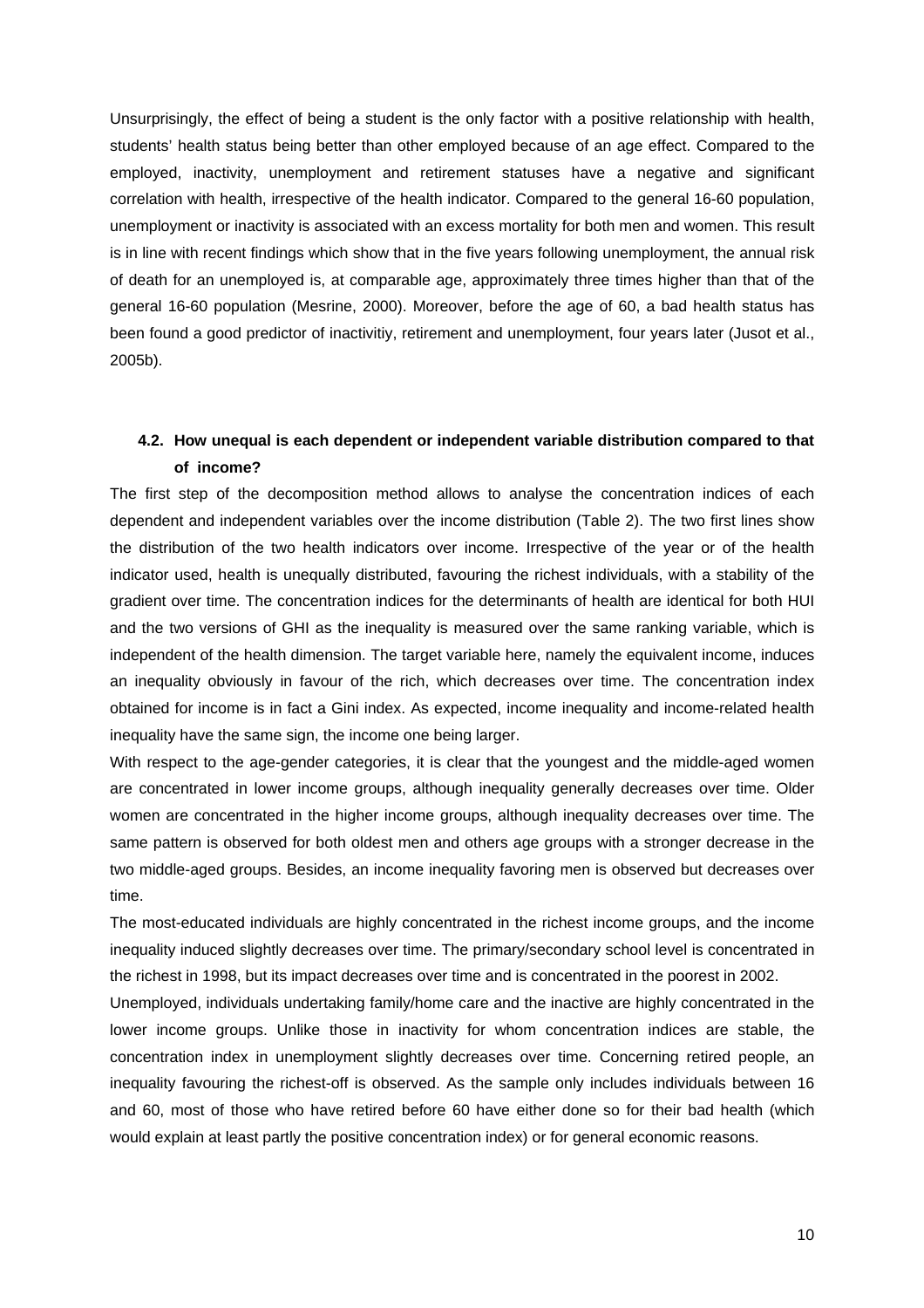Unsurprisingly, the effect of being a student is the only factor with a positive relationship with health, students' health status being better than other employed because of an age effect. Compared to the employed, inactivity, unemployment and retirement statuses have a negative and significant correlation with health, irrespective of the health indicator. Compared to the general 16-60 population, unemployment or inactivity is associated with an excess mortality for both men and women. This result is in line with recent findings which show that in the five years following unemployment, the annual risk of death for an unemployed is, at comparable age, approximately three times higher than that of the general 16-60 population (Mesrine, 2000). Moreover, before the age of 60, a bad health status has been found a good predictor of inactivitiy, retirement and unemployment, four years later (Jusot et al., 2005b).

### 4.2. How unequal is each dependent or independent variable distribution compared to that of income?

The first step of the decomposition method allows to analyse the concentration indices of each dependent and independent variables over the income distribution (Table 2). The two first lines show the distribution of the two health indicators over income. Irrespective of the year or of the health indicator used, health is unequally distributed, favouring the richest individuals, with a stability of the gradient over time. The concentration indices for the determinants of health are identical for both HUI and the two versions of GHI as the inequality is measured over the same ranking variable, which is independent of the health dimension. The target variable here, namely the equivalent income, induces an inequality obviously in favour of the rich, which decreases over time. The concentration index obtained for income is in fact a Gini index. As expected, income inequality and income-related health inequality have the same sign, the income one being larger.

With respect to the age-gender categories, it is clear that the youngest and the middle-aged women are concentrated in lower income groups, although inequality generally decreases over time. Older women are concentrated in the higher income groups, although inequality decreases over time. The same pattern is observed for both oldest men and others age groups with a stronger decrease in the two middle-aged groups. Besides, an income inequality favoring men is observed but decreases over time.

The most-educated individuals are highly concentrated in the richest income groups, and the income inequality induced slightly decreases over time. The primary/secondary school level is concentrated in the richest in 1998, but its impact decreases over time and is concentrated in the poorest in 2002.

Unemployed, individuals undertaking family/home care and the inactive are highly concentrated in the lower income groups. Unlike those in inactivity for whom concentration indices are stable, the concentration index in unemployment slightly decreases over time. Concerning retired people, an inequality favouring the richest-off is observed. As the sample only includes individuals between 16 and 60, most of those who have retired before 60 have either done so for their bad health (which would explain at least partly the positive concentration index) or for general economic reasons.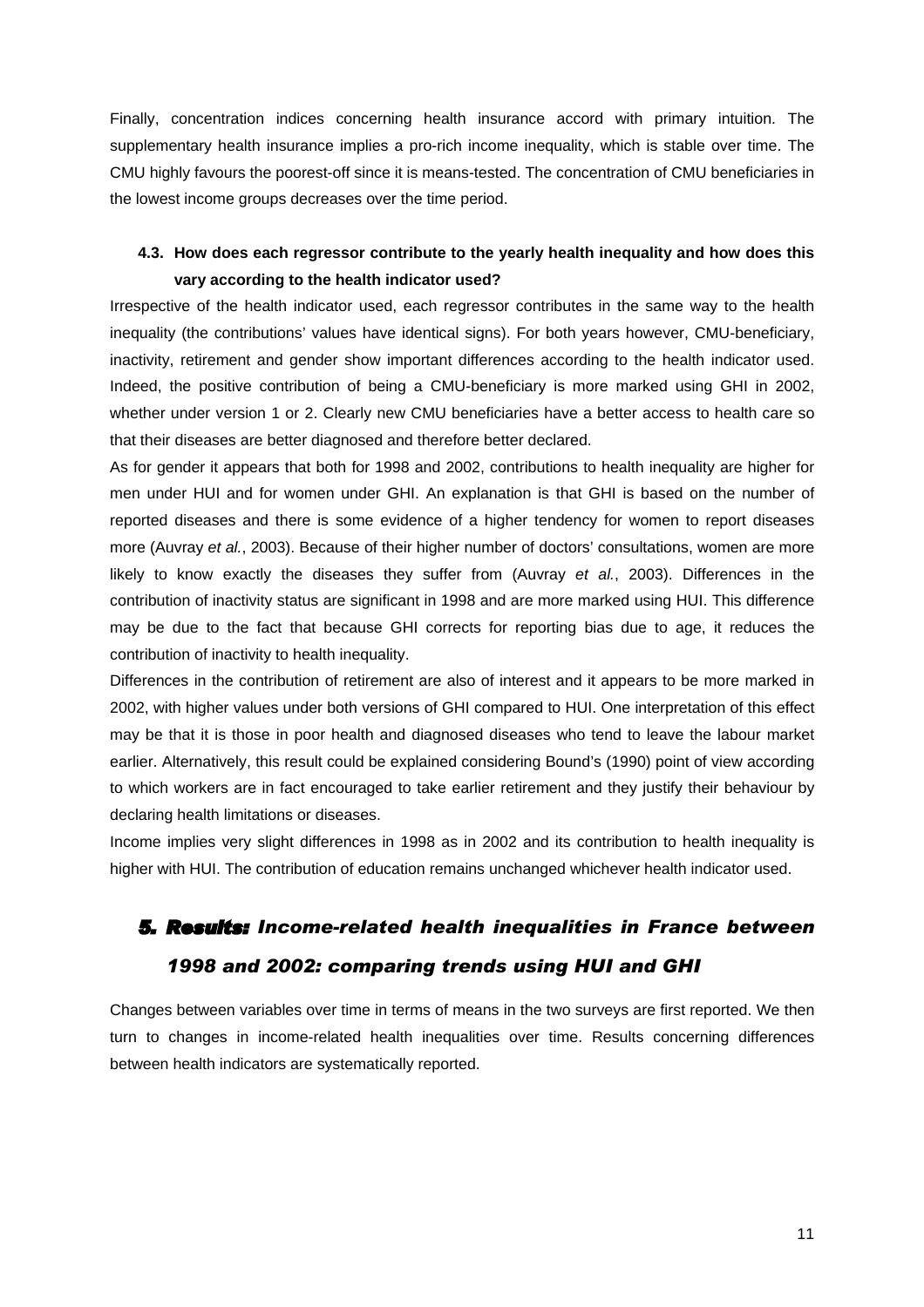Finally, concentration indices concerning health insurance accord with primary intuition. The supplementary health insurance implies a pro-rich income inequality, which is stable over time. The CMU highly favours the poorest-off since it is means-tested. The concentration of CMU beneficiaries in the lowest income groups decreases over the time period.

### 4.3. How does each regressor contribute to the yearly health inequality and how does this vary according to the health indicator used?

Irrespective of the health indicator used, each regressor contributes in the same way to the health inequality (the contributions' values have identical signs). For both years however, CMU-beneficiary, inactivity, retirement and gender show important differences according to the health indicator used. Indeed, the positive contribution of being a CMU-beneficiary is more marked using GHI in 2002, whether under version 1 or 2. Clearly new CMU beneficiaries have a better access to health care so that their diseases are better diagnosed and therefore better declared.

As for gender it appears that both for 1998 and 2002, contributions to health inequality are higher for men under HUI and for women under GHI. An explanation is that GHI is based on the number of reported diseases and there is some evidence of a higher tendency for women to report diseases more (Auvray *et al.*, 2003). Because of their higher number of doctors' consultations, women are more likely to know exactly the diseases they suffer from (Auvray *et al.*, 2003). Differences in the contribution of inactivity status are significant in 1998 and are more marked using HUI. This difference may be due to the fact that because GHI corrects for reporting bias due to age, it reduces the contribution of inactivity to health inequality.

Differences in the contribution of retirement are also of interest and it appears to be more marked in 2002, with higher values under both versions of GHI compared to HUI. One interpretation of this effect may be that it is those in poor health and diagnosed diseases who tend to leave the labour market earlier. Alternatively, this result could be explained considering Bound's (1990) point of view according to which workers are in fact encouraged to take earlier retirement and they justify their behaviour by declaring health limitations or diseases.

Income implies very slight differences in 1998 as in 2002 and its contribution to health inequality is higher with HUI. The contribution of education remains unchanged whichever health indicator used.

## 5. Results: *Income-related health inequalities in France between 1998 and 2002: comparing trends using HUI and GHI*

Changes between variables over time in terms of means in the two surveys are first reported. We then turn to changes in income-related health inequalities over time. Results concerning differences between health indicators are systematically reported.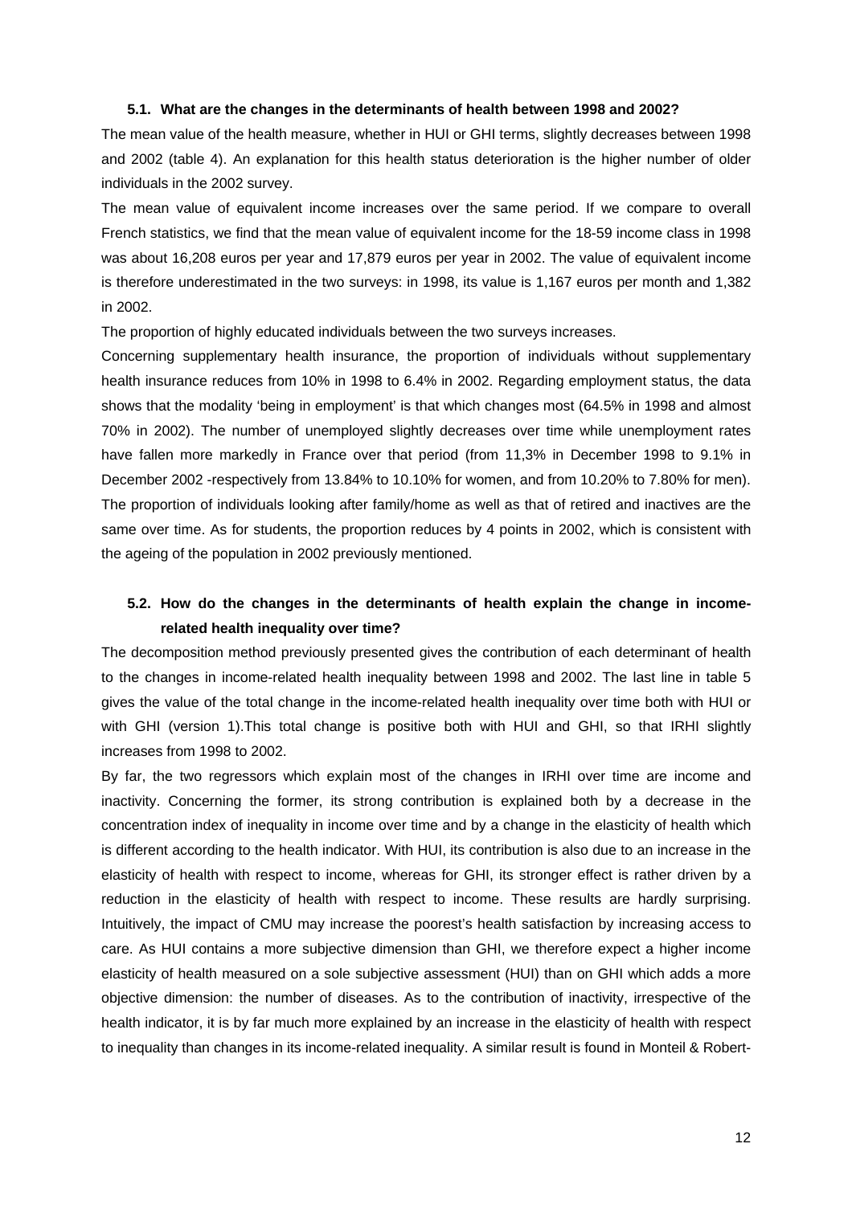### 5.1. What are the changes in the determinants of health between 1998 and 2002?

The mean value of the health measure, whether in HUI or GHI terms, slightly decreases between 1998 and 2002 (table 4). An explanation for this health status deterioration is the higher number of older individuals in the 2002 survey.

The mean value of equivalent income increases over the same period. If we compare to overall French statistics, we find that the mean value of equivalent income for the 18-59 income class in 1998 was about 16,208 euros per year and 17,879 euros per year in 2002. The value of equivalent income is therefore underestimated in the two surveys: in 1998, its value is 1,167 euros per month and 1,382 in 2002.

The proportion of highly educated individuals between the two surveys increases.

Concerning supplementary health insurance, the proportion of individuals without supplementary health insurance reduces from 10% in 1998 to 6.4% in 2002. Regarding employment status, the data shows that the modality 'being in employment' is that which changes most (64.5% in 1998 and almost 70% in 2002). The number of unemployed slightly decreases over time while unemployment rates have fallen more markedly in France over that period (from 11,3% in December 1998 to 9.1% in December 2002 -respectively from 13.84% to 10.10% for women, and from 10.20% to 7.80% for men). The proportion of individuals looking after family/home as well as that of retired and inactives are the same over time. As for students, the proportion reduces by 4 points in 2002, which is consistent with the ageing of the population in 2002 previously mentioned.

### 5.2. How do the changes in the determinants of health explain the change in income-related health inequality over time?

The decomposition method previously presented gives the contribution of each determinant of health to the changes in income-related health inequality between 1998 and 2002. The last line in table 5 gives the value of the total change in the income-related health inequality over time both with HUI or with GHI (version 1).This total change is positive both with HUI and GHI, so that IRHI slightly increases from 1998 to 2002.

By far, the two regressors which explain most of the changes in IRHI over time are income and inactivity. Concerning the former, its strong contribution is explained both by a decrease in the concentration index of inequality in income over time and by a change in the elasticity of health which is different according to the health indicator. With HUI, its contribution is also due to an increase in the elasticity of health with respect to income, whereas for GHI, its stronger effect is rather driven by a reduction in the elasticity of health with respect to income. These results are hardly surprising. Intuitively, the impact of CMU may increase the poorest's health satisfaction by increasing access to care. As HUI contains a more subjective dimension than GHI, we therefore expect a higher income elasticity of health measured on a sole subjective assessment (HUI) than on GHI which adds a more objective dimension: the number of diseases. As to the contribution of inactivity, irrespective of the health indicator, it is by far much more explained by an increase in the elasticity of health with respect to inequality than changes in its income-related inequality. A similar result is found in Monteil & Robert-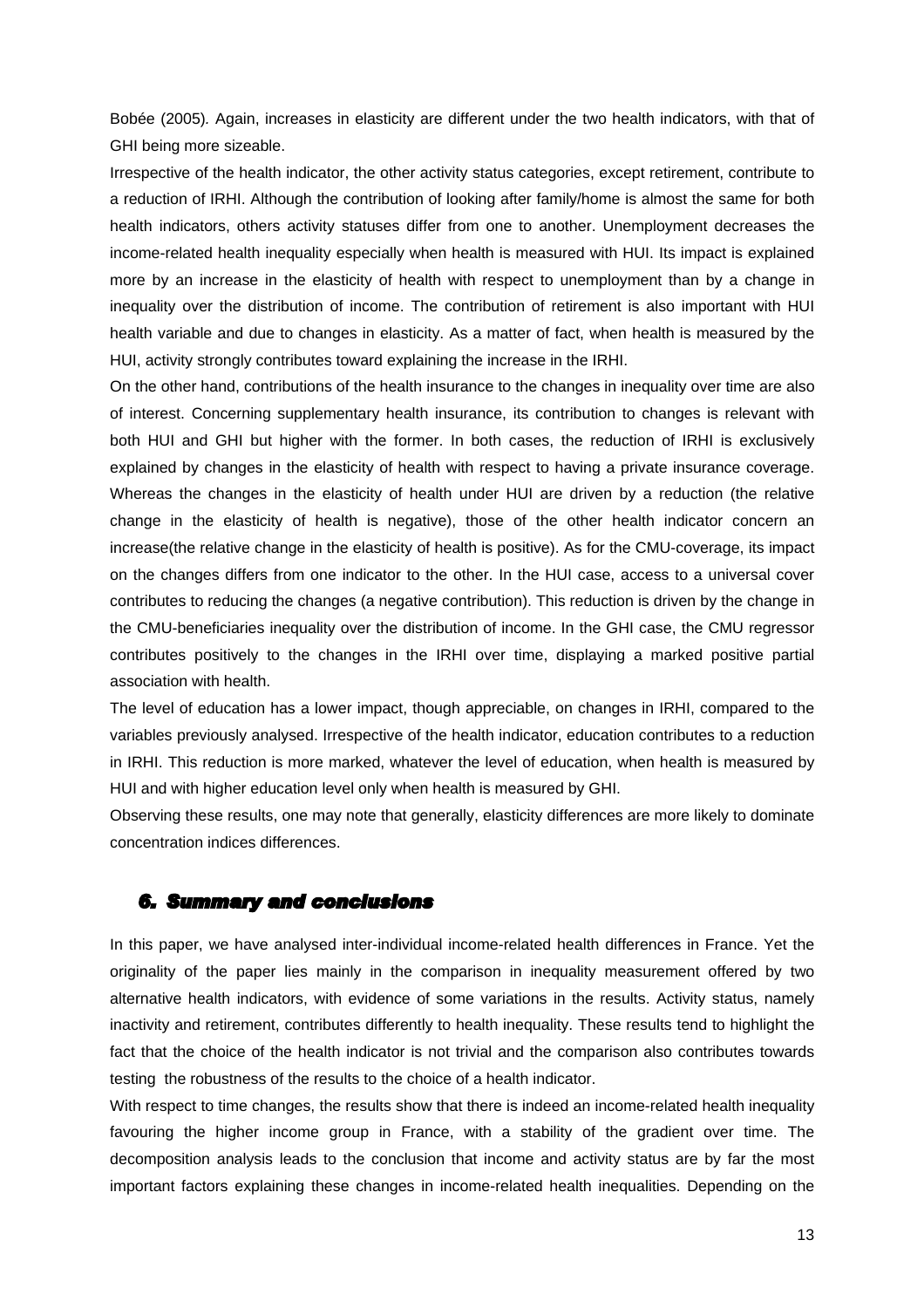Bobée (2005). Again, increases in elasticity are different under the two health indicators, with that of GHI being more sizeable.

Irrespective of the health indicator, the other activity status categories, except retirement, contribute to a reduction of IRHI. Although the contribution of looking after family/home is almost the same for both health indicators, others activity statuses differ from one to another. Unemployment decreases the income-related health inequality especially when health is measured with HUI. Its impact is explained more by an increase in the elasticity of health with respect to unemployment than by a change in inequality over the distribution of income. The contribution of retirement is also important with HUI health variable and due to changes in elasticity. As a matter of fact, when health is measured by the HUI, activity strongly contributes toward explaining the increase in the IRHI.

On the other hand, contributions of the health insurance to the changes in inequality over time are also of interest. Concerning supplementary health insurance, its contribution to changes is relevant with both HUI and GHI but higher with the former. In both cases, the reduction of IRHI is exclusively explained by changes in the elasticity of health with respect to having a private insurance coverage. Whereas the changes in the elasticity of health under HUI are driven by a reduction (the relative change in the elasticity of health is negative), those of the other health indicator concern an increase(the relative change in the elasticity of health is positive). As for the CMU-coverage, its impact on the changes differs from one indicator to the other. In the HUI case, access to a universal cover contributes to reducing the changes (a negative contribution). This reduction is driven by the change in the CMU-beneficiaries inequality over the distribution of income. In the GHI case, the CMU regressor contributes positively to the changes in the IRHI over time, displaying a marked positive partial association with health.

The level of education has a lower impact, though appreciable, on changes in IRHI, compared to the variables previously analysed. Irrespective of the health indicator, education contributes to a reduction in IRHI. This reduction is more marked, whatever the level of education, when health is measured by HUI and with higher education level only when health is measured by GHI.

Observing these results, one may note that generally, elasticity differences are more likely to dominate concentration indices differences.

## 6. Summary and conclusions

In this paper, we have analysed inter-individual income-related health differences in France. Yet the originality of the paper lies mainly in the comparison in inequality measurement offered by two alternative health indicators, with evidence of some variations in the results. Activity status, namely inactivity and retirement, contributes differently to health inequality. These results tend to highlight the fact that the choice of the health indicator is not trivial and the comparison also contributes towards testing the robustness of the results to the choice of a health indicator.

With respect to time changes, the results show that there is indeed an income-related health inequality favouring the higher income group in France, with a stability of the gradient over time. The decomposition analysis leads to the conclusion that income and activity status are by far the most important factors explaining these changes in income-related health inequalities. Depending on the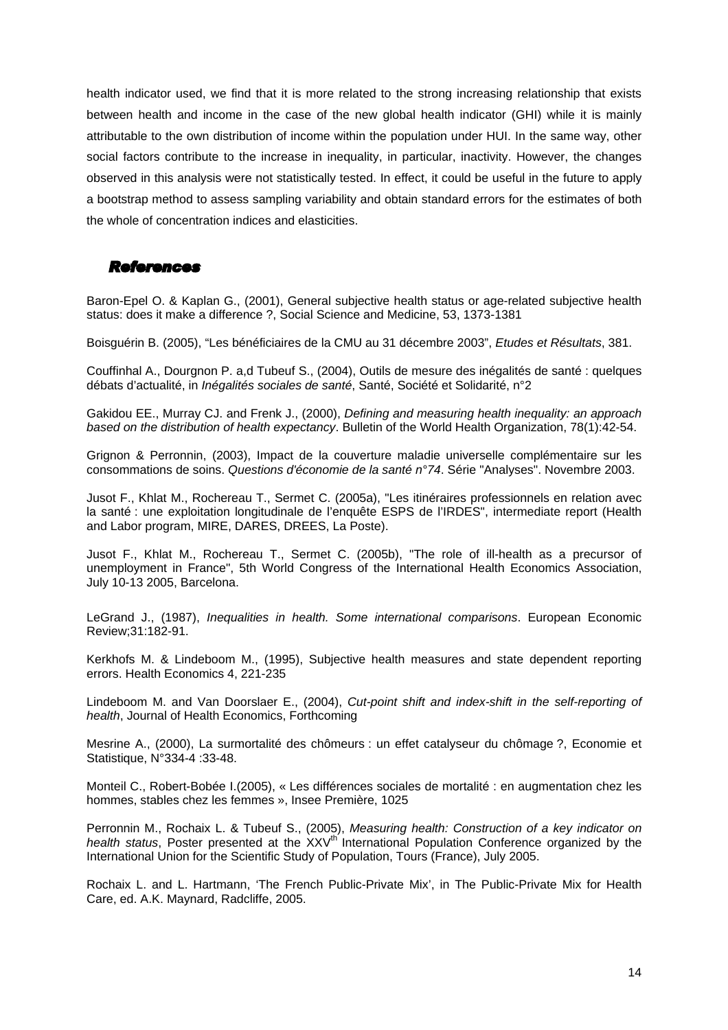health indicator used, we find that it is more related to the strong increasing relationship that exists between health and income in the case of the new global health indicator (GHI) while it is mainly attributable to the own distribution of income within the population under HUI. In the same way, other social factors contribute to the increase in inequality, in particular, inactivity. However, the changes observed in this analysis were not statistically tested. In effect, it could be useful in the future to apply a bootstrap method to assess sampling variability and obtain standard errors for the estimates of both the whole of concentration indices and elasticities.

## References

Baron-Epel O. & Kaplan G., (2001), General subjective health status or age-related subjective health status: does it make a difference ?, Social Science and Medicine, 53, 1373-1381

Boisguérin B. (2005), "Les bénéficiaires de la CMU au 31 décembre 2003", *Etudes et Résultats*, 381.

Couffinhal A., Dourgnon P. a,d Tubeuf S., (2004), Outils de mesure des inégalités de santé : quelques débats d'actualité, in *Inégalités sociales de santé*, Santé, Société et Solidarité, n°2

Gakidou EE., Murray CJ. and Frenk J., (2000), *Defining and measuring health inequality: an approach based on the distribution of health expectancy*. Bulletin of the World Health Organization, 78(1):42-54.

Grignon & Perronnin, (2003), Impact de la couverture maladie universelle complémentaire sur les consommations de soins. *Questions d'économie de la santé n°74*. Série "Analyses". Novembre 2003.

Jusot F., Khlat M., Rochereau T., Sermet C. (2005a), "Les itinéraires professionnels en relation avec la santé : une exploitation longitudinale de l'enquête ESPS de l'IRDES", intermediate report (Health and Labor program, MIRE, DARES, DREES, La Poste).

Jusot F., Khlat M., Rochereau T., Sermet C. (2005b), "The role of ill-health as a precursor of unemployment in France", 5th World Congress of the International Health Economics Association, July 10-13 2005, Barcelona.

LeGrand J., (1987), *Inequalities in health. Some international comparisons*. European Economic Review;31:182-91.

Kerkhofs M. & Lindeboom M., (1995), Subjective health measures and state dependent reporting errors. Health Economics 4, 221-235

Lindeboom M. and Van Doorslaer E., (2004), *Cut-point shift and index-shift in the self-reporting of health*, Journal of Health Economics, Forthcoming

Mesrine A., (2000), La surmortalité des chômeurs : un effet catalyseur du chômage ?, Economie et Statistique, N°334-4 :33-48.

Monteil C., Robert-Bobée I.(2005), « Les différences sociales de mortalité : en augmentation chez les hommes, stables chez les femmes », Insee Première, 1025

Perronnin M., Rochaix L. & Tubeuf S., (2005), *Measuring health: Construction of a key indicator on health status*, Poster presented at the XXV[th] International Population Conference organized by the International Union for the Scientific Study of Population, Tours (France), July 2005.

Rochaix L. and L. Hartmann, 'The French Public-Private Mix', in The Public-Private Mix for Health Care, ed. A.K. Maynard, Radcliffe, 2005.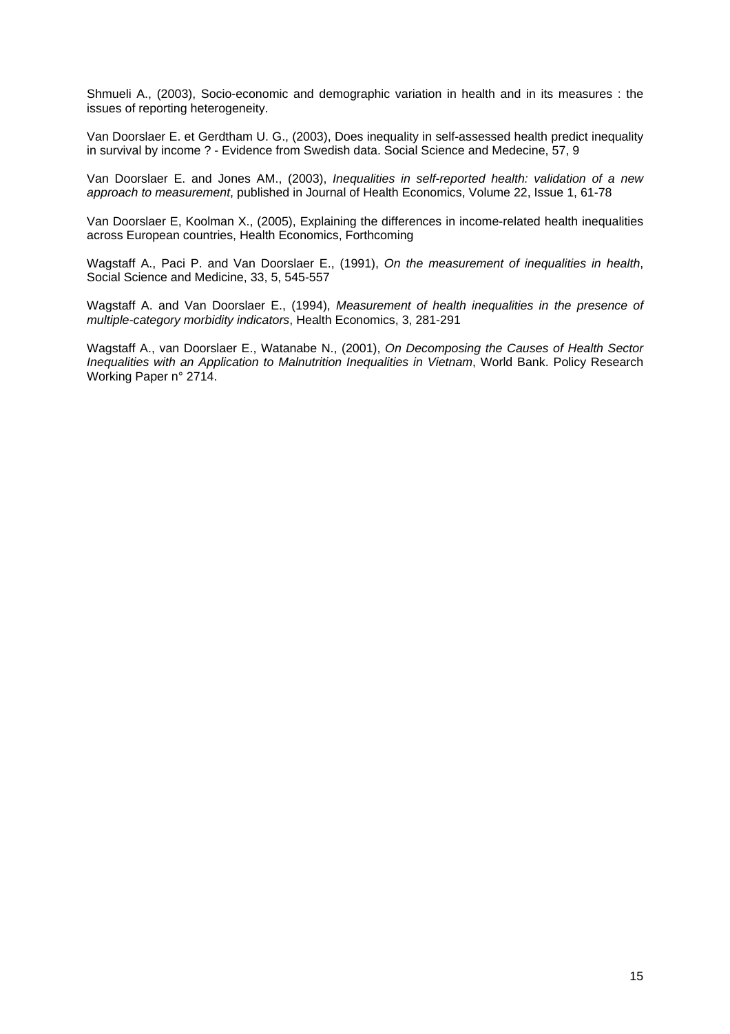Shmueli A., (2003), Socio-economic and demographic variation in health and in its measures : the issues of reporting heterogeneity.

Van Doorslaer E. et Gerdtham U. G., (2003), Does inequality in self-assessed health predict inequality in survival by income ? - Evidence from Swedish data. Social Science and Medecine, 57, 9

Van Doorslaer E. and Jones AM., (2003), *Inequalities in self-reported health: validation of a new approach to measurement*, published in Journal of Health Economics, Volume 22, Issue 1, 61-78

Van Doorslaer E, Koolman X., (2005), Explaining the differences in income-related health inequalities across European countries, Health Economics, Forthcoming

Wagstaff A., Paci P. and Van Doorslaer E., (1991), *On the measurement of inequalities in health*, Social Science and Medicine, 33, 5, 545-557

Wagstaff A. and Van Doorslaer E., (1994), *Measurement of health inequalities in the presence of multiple-category morbidity indicators*, Health Economics, 3, 281-291

Wagstaff A., van Doorslaer E., Watanabe N., (2001), *On Decomposing the Causes of Health Sector Inequalities with an Application to Malnutrition Inequalities in Vietnam*, World Bank. Policy Research Working Paper n° 2714.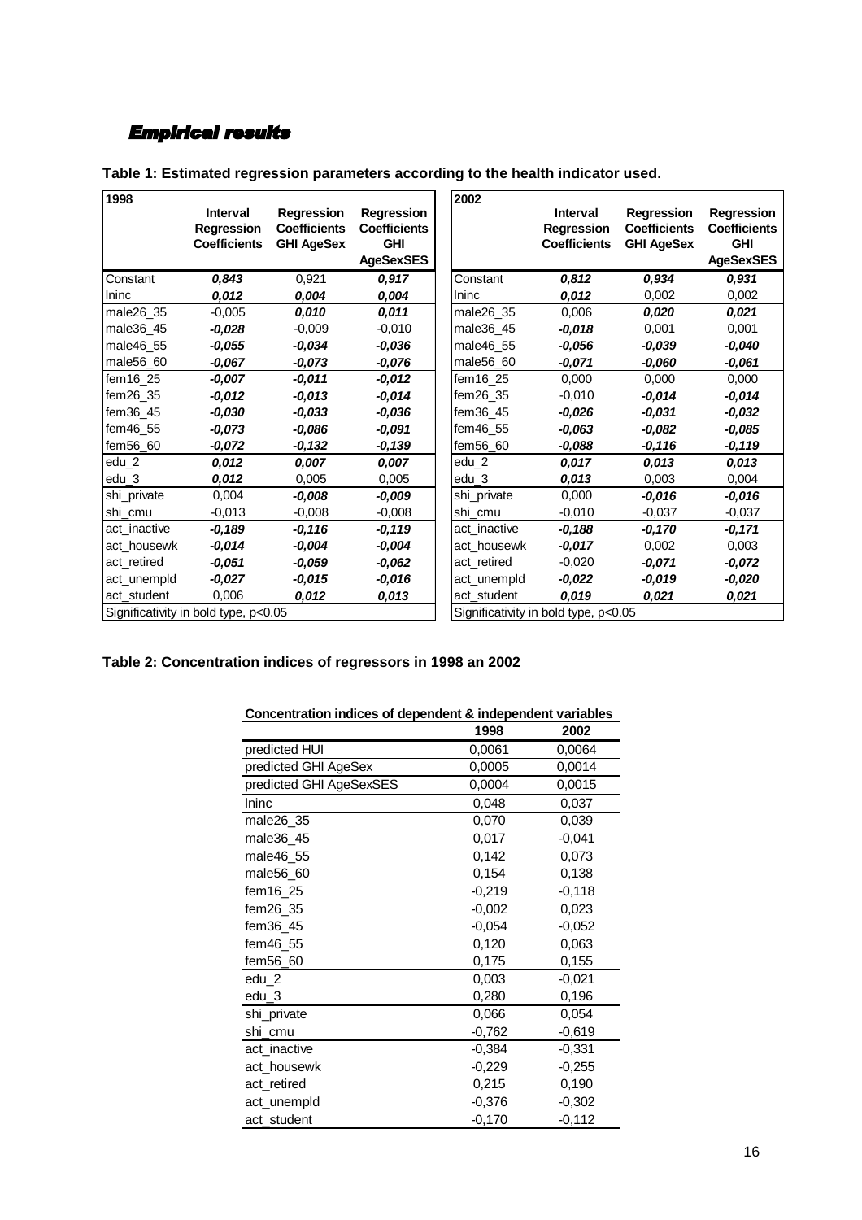## *Empirical results*

**Table 1: Estimated regression parameters according to the health indicator used.**

| 1998 | Interval Regression Coefficients | Regression Coefficients GHI AgeSex | Regression Coefficients GHI AgeSexSES |
|---|---|---|---|
| Constant | ***0,843*** | 0,921 | ***0,917*** |
| lninc | ***0,012*** | ***0,004*** | ***0,004*** |
| male26_35 | -0,005 | ***0,010*** | ***0,011*** |
| male36_45 | ***-0,028*** | -0,009 | -0,010 |
| male46_55 | ***-0,055*** | ***-0,034*** | ***-0,036*** |
| male56_60 | ***-0,067*** | ***-0,073*** | ***-0,076*** |
| fem16_25 | ***-0,007*** | ***-0,011*** | ***-0,012*** |
| fem26_35 | ***-0,012*** | ***-0,013*** | ***-0,014*** |
| fem36_45 | ***-0,030*** | ***-0,033*** | ***-0,036*** |
| fem46_55 | ***-0,073*** | ***-0,086*** | ***-0,091*** |
| fem56_60 | ***-0,072*** | ***-0,132*** | ***-0,139*** |
| edu_2 | ***0,012*** | ***0,007*** | ***0,007*** |
| edu_3 | ***0,012*** | 0,005 | 0,005 |
| shi_private | 0,004 | ***-0,008*** | ***-0,009*** |
| shi_cmu | -0,013 | -0,008 | -0,008 |
| act_inactive | ***-0,189*** | ***-0,116*** | ***-0,119*** |
| act_housewk | ***-0,014*** | ***-0,004*** | ***-0,004*** |
| act_retired | ***-0,051*** | ***-0,059*** | ***-0,062*** |
| act_unempld | ***-0,027*** | ***-0,015*** | ***-0,016*** |
| act_student | 0,006 | ***0,012*** | ***0,013*** |
| Significativity in bold type, p<0.05 | | | |

| 2002 | Interval Regression Coefficients | Regression Coefficients GHI AgeSex | Regression Coefficients GHI AgeSexSES |
|---|---|---|---|
| Constant | ***0,812*** | ***0,934*** | ***0,931*** |
| lninc | ***0,012*** | 0,002 | 0,002 |
| male26_35 | 0,006 | ***0,020*** | ***0,021*** |
| male36_45 | ***-0,018*** | 0,001 | 0,001 |
| male46_55 | ***-0,056*** | ***-0,039*** | ***-0,040*** |
| male56_60 | ***-0,071*** | ***-0,060*** | ***-0,061*** |
| fem16_25 | 0,000 | 0,000 | 0,000 |
| fem26_35 | -0,010 | ***-0,014*** | ***-0,014*** |
| fem36_45 | ***-0,026*** | ***-0,031*** | ***-0,032*** |
| fem46_55 | ***-0,063*** | ***-0,082*** | ***-0,085*** |
| fem56_60 | ***-0,088*** | ***-0,116*** | ***-0,119*** |
| edu_2 | ***0,017*** | ***0,013*** | ***0,013*** |
| edu_3 | ***0,013*** | 0,003 | 0,004 |
| shi_private | 0,000 | ***-0,016*** | ***-0,016*** |
| shi_cmu | -0,010 | -0,037 | -0,037 |
| act_inactive | ***-0,188*** | ***-0,170*** | ***-0,171*** |
| act_housewk | ***-0,017*** | 0,002 | 0,003 |
| act_retired | -0,020 | ***-0,071*** | ***-0,072*** |
| act_unempld | ***-0,022*** | ***-0,019*** | ***-0,020*** |
| act_student | ***0,019*** | ***0,021*** | ***0,021*** |
| Significativity in bold type, p<0.05 | | | |

**Table 2: Concentration indices of regressors in 1998 an 2002**

**Concentration indices of dependent & independent variables**

| | 1998 | 2002 |
|---|---|---|
| predicted HUI | 0,0061 | 0,0064 |
| predicted GHI AgeSex | 0,0005 | 0,0014 |
| predicted GHI AgeSexSES | 0,0004 | 0,0015 |
| lninc | 0,048 | 0,037 |
| male26_35 | 0,070 | 0,039 |
| male36_45 | 0,017 | -0,041 |
| male46_55 | 0,142 | 0,073 |
| male56_60 | 0,154 | 0,138 |
| fem16_25 | -0,219 | -0,118 |
| fem26_35 | -0,002 | 0,023 |
| fem36_45 | -0,054 | -0,052 |
| fem46_55 | 0,120 | 0,063 |
| fem56_60 | 0,175 | 0,155 |
| edu_2 | 0,003 | -0,021 |
| edu_3 | 0,280 | 0,196 |
| shi_private | 0,066 | 0,054 |
| shi_cmu | -0,762 | -0,619 |
| act_inactive | -0,384 | -0,331 |
| act_housewk | -0,229 | -0,255 |
| act_retired | 0,215 | 0,190 |
| act_unempld | -0,376 | -0,302 |
| act_student | -0,170 | -0,112 |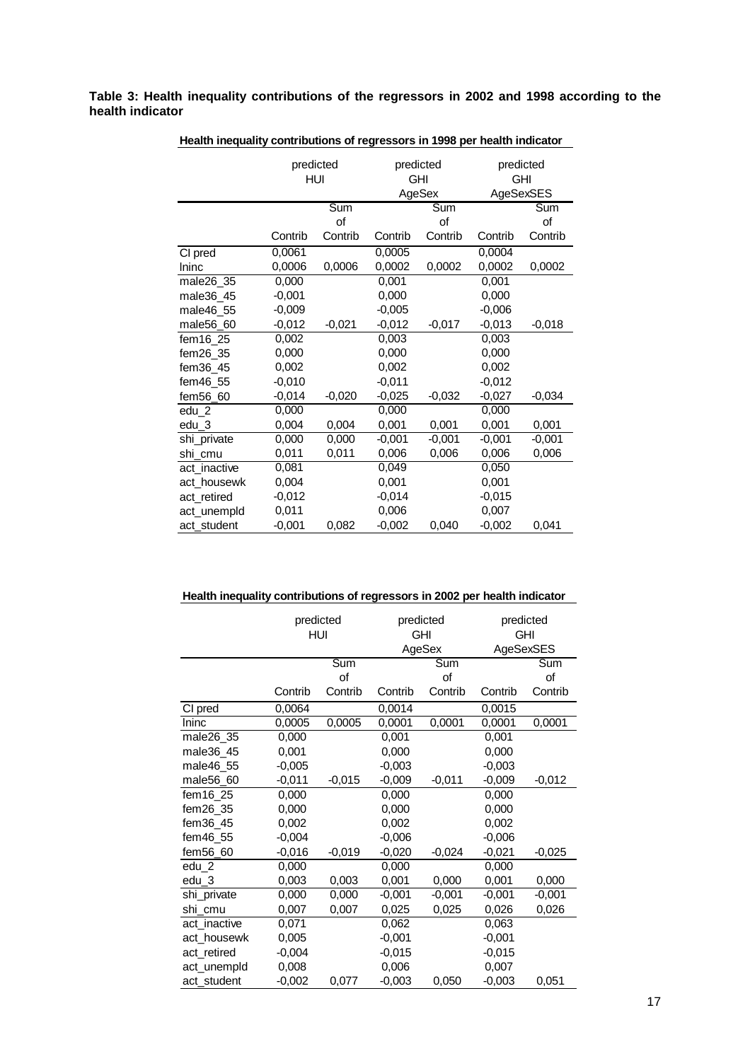**Table 3: Health inequality contributions of the regressors in 2002 and 1998 according to the health indicator**

**Health inequality contributions of regressors in 1998 per health indicator**

| | predicted HUI | | predicted GHI AgeSex | | predicted GHI AgeSexSES | |
|---|---|---|---|---|---|---|
| | Contrib | Sum of Contrib | Contrib | Sum of Contrib | Contrib | Sum of Contrib |
| CI pred | 0,0061 | | 0,0005 | | 0,0004 | |
| lninc | 0,0006 | 0,0006 | 0,0002 | 0,0002 | 0,0002 | 0,0002 |
| male26_35 | 0,000 | | 0,001 | | 0,001 | |
| male36_45 | -0,001 | | 0,000 | | 0,000 | |
| male46_55 | -0,009 | | -0,005 | | -0,006 | |
| male56_60 | -0,012 | -0,021 | -0,012 | -0,017 | -0,013 | -0,018 |
| fem16_25 | 0,002 | | 0,003 | | 0,003 | |
| fem26_35 | 0,000 | | 0,000 | | 0,000 | |
| fem36_45 | 0,002 | | 0,002 | | 0,002 | |
| fem46_55 | -0,010 | | -0,011 | | -0,012 | |
| fem56_60 | -0,014 | -0,020 | -0,025 | -0,032 | -0,027 | -0,034 |
| edu_2 | 0,000 | | 0,000 | | 0,000 | |
| edu_3 | 0,004 | 0,004 | 0,001 | 0,001 | 0,001 | 0,001 |
| shi_private | 0,000 | 0,000 | -0,001 | -0,001 | -0,001 | -0,001 |
| shi_cmu | 0,011 | 0,011 | 0,006 | 0,006 | 0,006 | 0,006 |
| act_inactive | 0,081 | | 0,049 | | 0,050 | |
| act_housewk | 0,004 | | 0,001 | | 0,001 | |
| act_retired | -0,012 | | -0,014 | | -0,015 | |
| act_unempld | 0,011 | | 0,006 | | 0,007 | |
| act_student | -0,001 | 0,082 | -0,002 | 0,040 | -0,002 | 0,041 |

**Health inequality contributions of regressors in 2002 per health indicator**

| | predicted HUI | | predicted GHI AgeSex | | predicted GHI AgeSexSES | |
|---|---|---|---|---|---|---|
| | Contrib | Sum of Contrib | Contrib | Sum of Contrib | Contrib | Sum of Contrib |
| CI pred | 0,0064 | | 0,0014 | | 0,0015 | |
| lninc | 0,0005 | 0,0005 | 0,0001 | 0,0001 | 0,0001 | 0,0001 |
| male26_35 | 0,000 | | 0,001 | | 0,001 | |
| male36_45 | 0,001 | | 0,000 | | 0,000 | |
| male46_55 | -0,005 | | -0,003 | | -0,003 | |
| male56_60 | -0,011 | -0,015 | -0,009 | -0,011 | -0,009 | -0,012 |
| fem16_25 | 0,000 | | 0,000 | | 0,000 | |
| fem26_35 | 0,000 | | 0,000 | | 0,000 | |
| fem36_45 | 0,002 | | 0,002 | | 0,002 | |
| fem46_55 | -0,004 | | -0,006 | | -0,006 | |
| fem56_60 | -0,016 | -0,019 | -0,020 | -0,024 | -0,021 | -0,025 |
| edu_2 | 0,000 | | 0,000 | | 0,000 | |
| edu_3 | 0,003 | 0,003 | 0,001 | 0,000 | 0,001 | 0,000 |
| shi_private | 0,000 | 0,000 | -0,001 | -0,001 | -0,001 | -0,001 |
| shi_cmu | 0,007 | 0,007 | 0,025 | 0,025 | 0,026 | 0,026 |
| act_inactive | 0,071 | | 0,062 | | 0,063 | |
| act_housewk | 0,005 | | -0,001 | | -0,001 | |
| act_retired | -0,004 | | -0,015 | | -0,015 | |
| act_unempld | 0,008 | | 0,006 | | 0,007 | |
| act_student | -0,002 | 0,077 | -0,003 | 0,050 | -0,003 | 0,051 |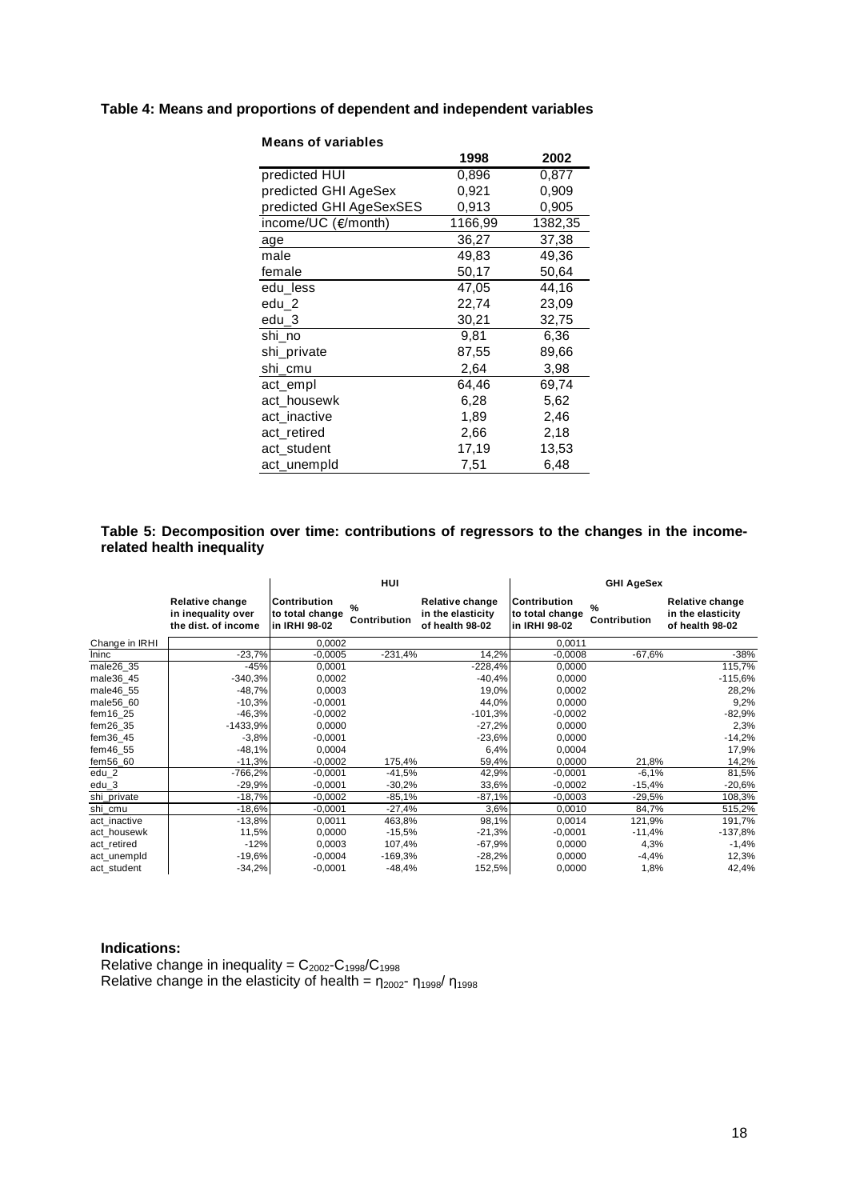**Table 4: Means and proportions of dependent and independent variables**

**Means of variables**

| | 1998 | 2002 |
|---|---|---|
| predicted HUI | 0,896 | 0,877 |
| predicted GHI AgeSex | 0,921 | 0,909 |
| predicted GHI AgeSexSES | 0,913 | 0,905 |
| income/UC (€/month) | 1166,99 | 1382,35 |
| age | 36,27 | 37,38 |
| male | 49,83 | 49,36 |
| female | 50,17 | 50,64 |
| edu_less | 47,05 | 44,16 |
| edu_2 | 22,74 | 23,09 |
| edu_3 | 30,21 | 32,75 |
| shi_no | 9,81 | 6,36 |
| shi_private | 87,55 | 89,66 |
| shi_cmu | 2,64 | 3,98 |
| act_empl | 64,46 | 69,74 |
| act_housewk | 6,28 | 5,62 |
| act_inactive | 1,89 | 2,46 |
| act_retired | 2,66 | 2,18 |
| act_student | 17,19 | 13,53 |
| act_unempld | 7,51 | 6,48 |

**Table 5: Decomposition over time: contributions of regressors to the changes in the income-related health inequality**

| | | HUI | | | GHI AgeSex | | |
|---|---|---|---|---|---|---|---|
| | Relative change in inequality over the dist. of income | Contribution to total change in IRHI 98-02 | % Contribution | Relative change in the elasticity of health 98-02 | Contribution to total change in IRHI 98-02 | % Contribution | Relative change in the elasticity of health 98-02 |
| Change in IRHI | | 0,0002 | | | 0,0011 | | |
| lninc | -23,7% | -0,0005 | -231,4% | 14,2% | -0,0008 | -67,6% | -38% |
| male26_35 | -45% | 0,0001 | | -228,4% | 0,0000 | | 115,7% |
| male36_45 | -340,3% | 0,0002 | | -40,4% | 0,0000 | | -115,6% |
| male46_55 | -48,7% | 0,0003 | | 19,0% | 0,0002 | | 28,2% |
| male56_60 | -10,3% | -0,0001 | | 44,0% | 0,0000 | | 9,2% |
| fem16_25 | -46,3% | -0,0002 | | -101,3% | -0,0002 | | -82,9% |
| fem26_35 | -1433,9% | 0,0000 | | -27,2% | 0,0000 | | 2,3% |
| fem36_45 | -3,8% | -0,0001 | | -23,6% | 0,0000 | | -14,2% |
| fem46_55 | -48,1% | 0,0004 | | 6,4% | 0,0004 | | 17,9% |
| fem56_60 | -11,3% | -0,0002 | 175,4% | 59,4% | 0,0000 | 21,8% | 14,2% |
| edu_2 | -766,2% | -0,0001 | -41,5% | 42,9% | -0,0001 | -6,1% | 81,5% |
| edu_3 | -29,9% | -0,0001 | -30,2% | 33,6% | -0,0002 | -15,4% | -20,6% |
| shi_private | -18,7% | -0,0002 | -85,1% | -87,1% | -0,0003 | -29,5% | 108,3% |
| shi_cmu | -18,6% | -0,0001 | -27,4% | 3,6% | 0,0010 | 84,7% | 515,2% |
| act_inactive | -13,8% | 0,0011 | 463,8% | 98,1% | 0,0014 | 121,9% | 191,7% |
| act_housewk | 11,5% | 0,0000 | -15,5% | -21,3% | -0,0001 | -11,4% | -137,8% |
| act_retired | -12% | 0,0003 | 107,4% | -67,9% | 0,0000 | 4,3% | -1,4% |
| act_unempld | -19,6% | -0,0004 | -169,3% | -28,2% | 0,0000 | -4,4% | 12,3% |
| act_student | -34,2% | -0,0001 | -48,4% | 152,5% | 0,0000 | 1,8% | 42,4% |

**Indications:**

Relative change in inequality = $C_{2002}$-$C_{1998}$/$C_{1998}$

Relative change in the elasticity of health = $\eta_{2002}$- $\eta_{1998}$/ $\eta_{1998}$